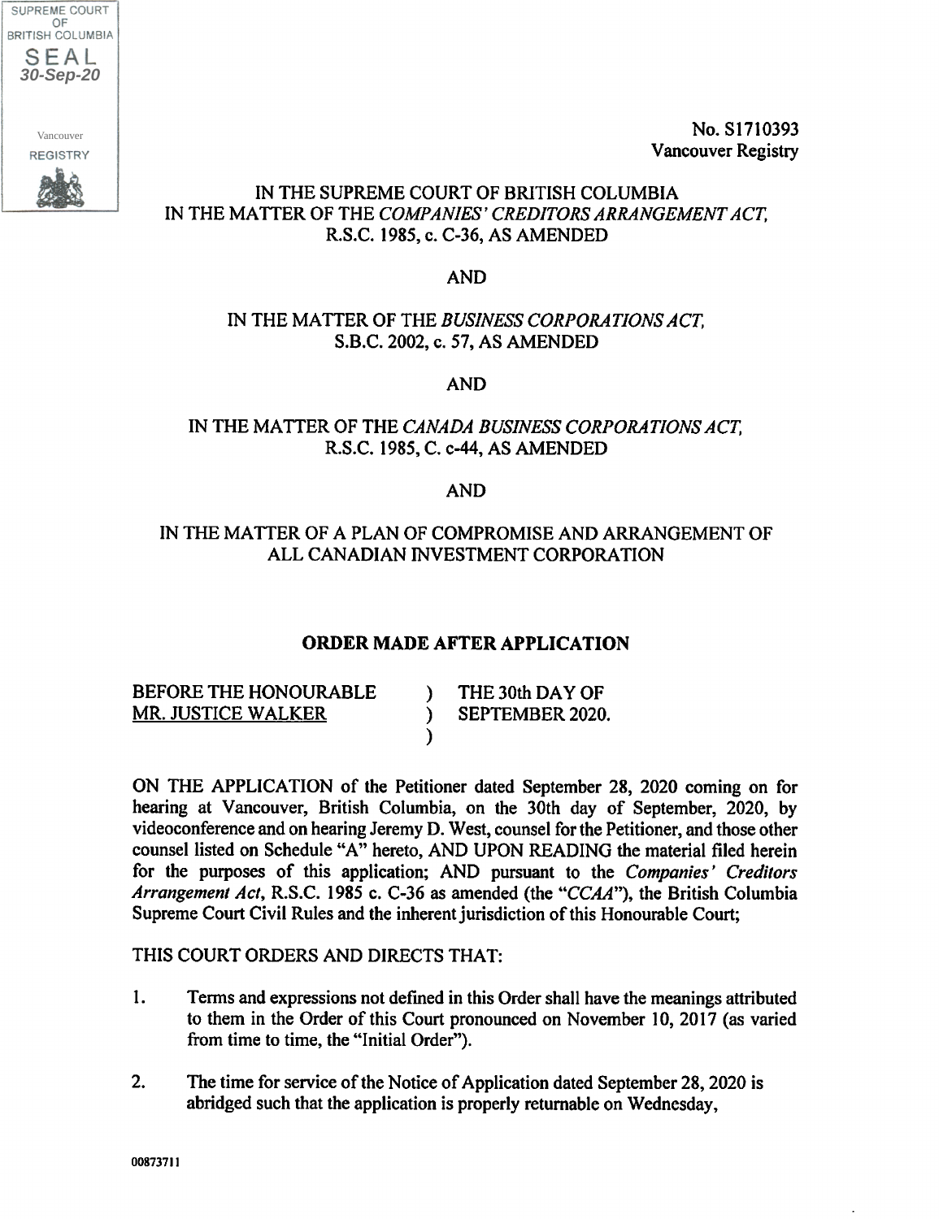SUPREME COURT OF BRITISH COLUMBIA
SEAL
30-Sep-20
Vancouver
REGISTRY

No. S1710393
Vancouver Registry

IN THE SUPREME COURT OF BRITISH COLUMBIA
IN THE MATTER OF THE *COMPANIES' CREDITORS ARRANGEMENT ACT*,
R.S.C. 1985, c. C-36, AS AMENDED

AND

IN THE MATTER OF THE *BUSINESS CORPORATIONS ACT*,
S.B.C. 2002, c. 57, AS AMENDED

AND

IN THE MATTER OF THE *CANADA BUSINESS CORPORATIONS ACT*,
R.S.C. 1985, C. c-44, AS AMENDED

AND

IN THE MATTER OF A PLAN OF COMPROMISE AND ARRANGEMENT OF
ALL CANADIAN INVESTMENT CORPORATION

## ORDER MADE AFTER APPLICATION

| | | |
|---|---|---|
| BEFORE THE HONOURABLE | ) | THE 30th DAY OF |
| MR. JUSTICE WALKER | ) | SEPTEMBER 2020. |
| | ) | |

ON THE APPLICATION of the Petitioner dated September 28, 2020 coming on for hearing at Vancouver, British Columbia, on the 30th day of September, 2020, by videoconference and on hearing Jeremy D. West, counsel for the Petitioner, and those other counsel listed on Schedule "A" hereto, AND UPON READING the material filed herein for the purposes of this application; AND pursuant to the *Companies' Creditors Arrangement Act*, R.S.C. 1985 c. C-36 as amended (the "*CCAA*"), the British Columbia Supreme Court Civil Rules and the inherent jurisdiction of this Honourable Court;

THIS COURT ORDERS AND DIRECTS THAT:

1. Terms and expressions not defined in this Order shall have the meanings attributed to them in the Order of this Court pronounced on November 10, 2017 (as varied from time to time, the "Initial Order").

2. The time for service of the Notice of Application dated September 28, 2020 is abridged such that the application is properly returnable on Wednesday,

00873711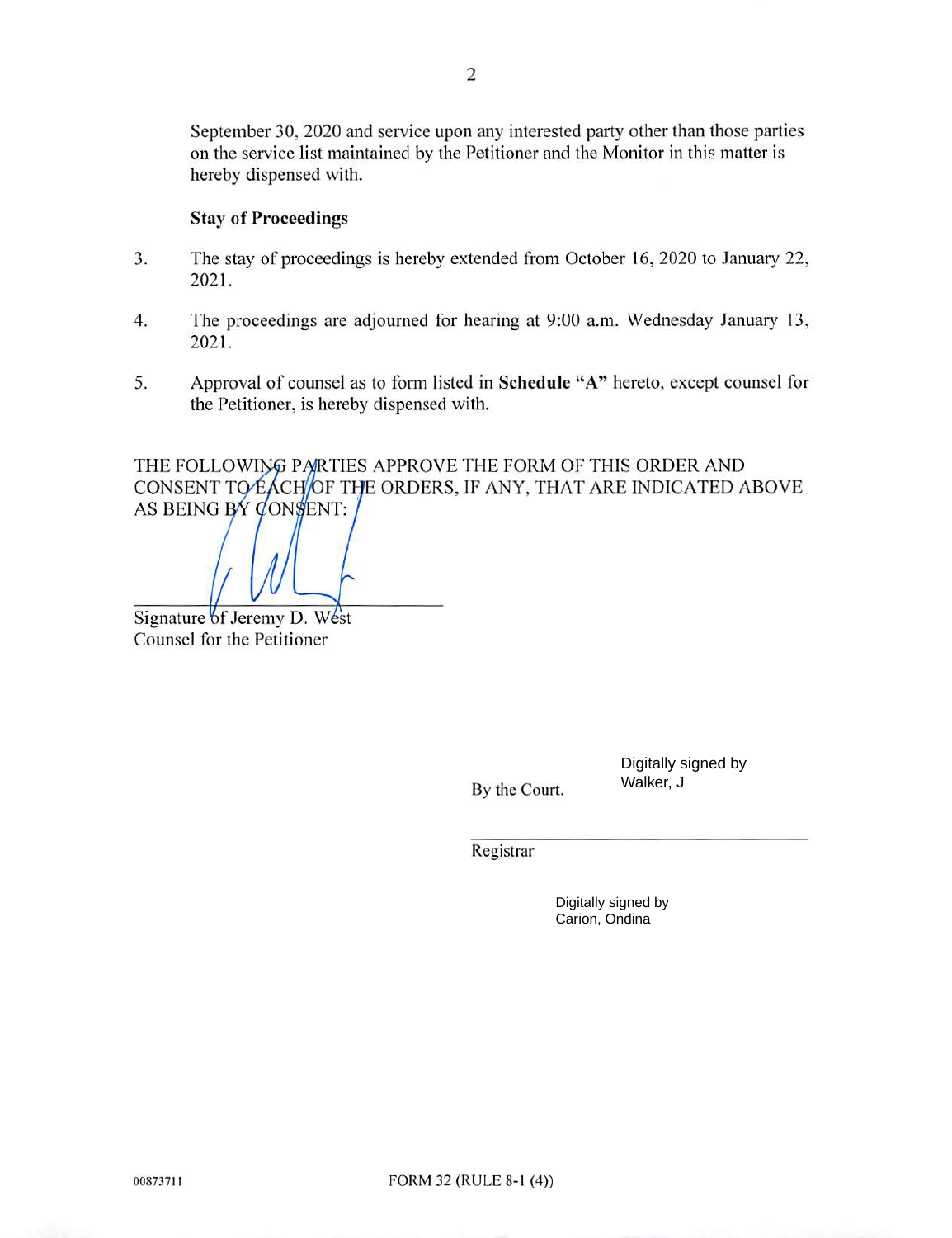September 30, 2020 and service upon any interested party other than those parties on the service list maintained by the Petitioner and the Monitor in this matter is hereby dispensed with.

**Stay of Proceedings**

3. The stay of proceedings is hereby extended from October 16, 2020 to January 22, 2021.

4. The proceedings are adjourned for hearing at 9:00 a.m. Wednesday January 13, 2021.

5. Approval of counsel as to form listed in **Schedule "A"** hereto, except counsel for the Petitioner, is hereby dispensed with.

THE FOLLOWING PARTIES APPROVE THE FORM OF THIS ORDER AND CONSENT TO EACH OF THE ORDERS, IF ANY, THAT ARE INDICATED ABOVE AS BEING BY CONSENT:

Signature of Jeremy D. West
Counsel for the Petitioner

By the Court.

Digitally signed by Walker, J

Registrar

Digitally signed by Carion, Ondina

00873711

FORM 32 (RULE 8-1 (4))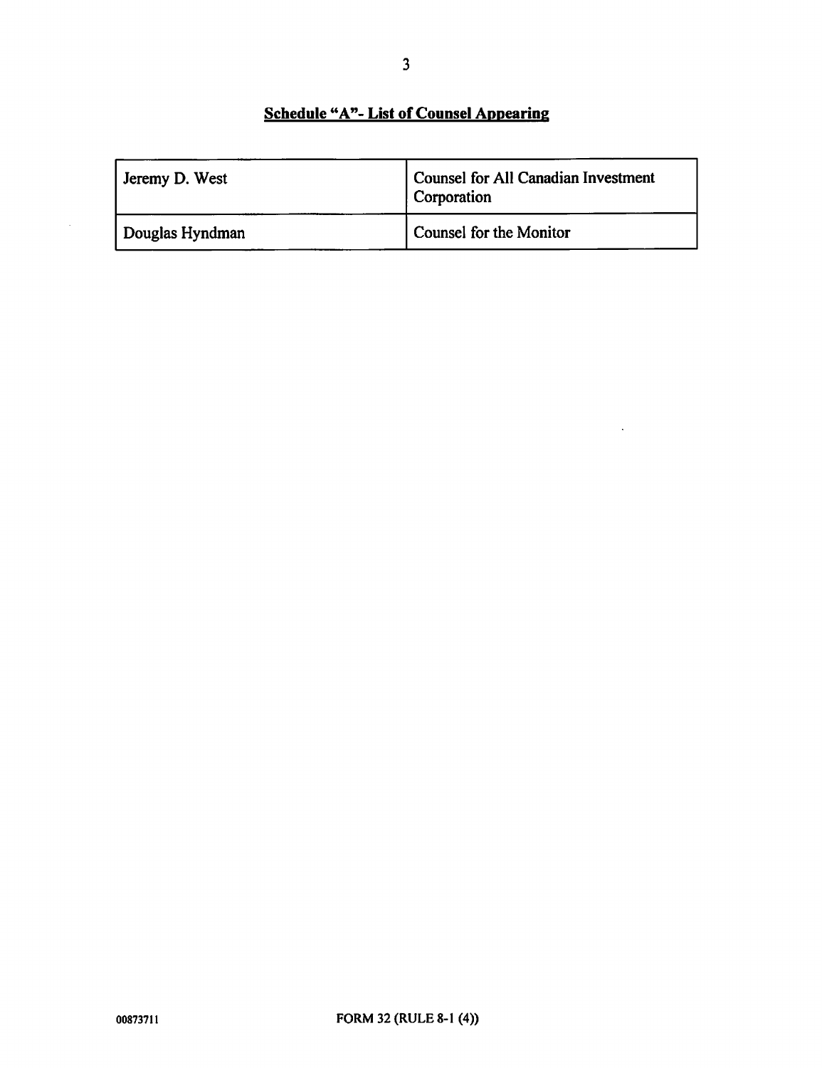## Schedule "A"- List of Counsel Appearing

| | |
|---|---|
| Jeremy D. West | Counsel for All Canadian Investment Corporation |
| Douglas Hyndman | Counsel for the Monitor |

00873711 FORM 32 (RULE 8-1 (4))